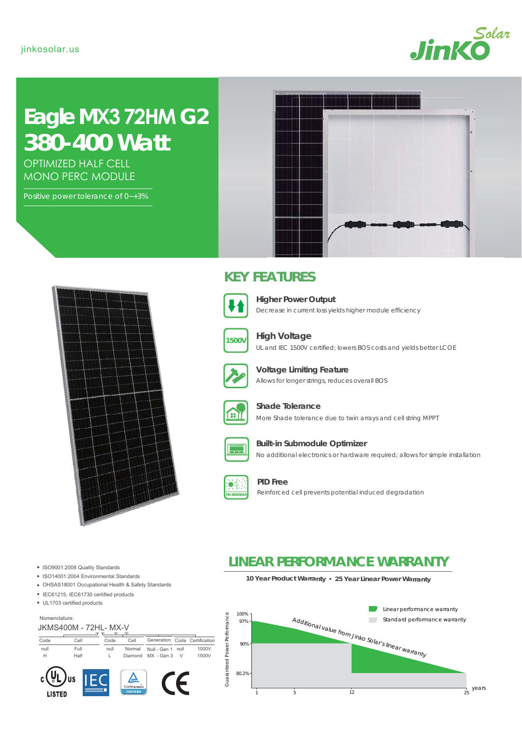jinkosolar.us

# Eagle MX3 72HM G2
# 380-400 Watt

OPTIMIZED HALF CELL
MONO PERC MODULE

Positive power tolerance of 0~+3%

## KEY FEATURES

**Higher Power Output**
Decrease in current loss yields higher module efficiency

**High Voltage**
UL and IEC 1500V certified; lowers BOS costs and yields better LCOE

**Voltage Limiting Feature**
Allows for longer strings, reduces overall BOS

**Shade Tolerance**
More Shade tolerance due to twin arrays and cell string MPPT

**Built-in Submodule Optimizer**
No additional electronics or hardware required; allows for simple installation

**PID Free**
Reinforced cell prevents potential induced degradation

- ISO9001:2008 Quality Standards
- ISO14001:2004 Environmental Standards
- OHSAS18001 Occupational Health & Safety Standards
- IEC61215, IEC61730 certified products
- UL1703 certified products

Nomenclature:

JKMS400M - 72HL- MX-V

| Code | Cell | Code | Cell | Generation | Code | Certification |
|---|---|---|---|---|---|---|
| null | Full | null | Normal | Null - Gen 1 | null | 1000V |
| H | Half | L | Diamond | MX - Gen 3 | V | 1500V |

## LINEAR PERFORMANCE WARRANTY

**10 Year Product Warranty • 25 Year Linear Power Warranty**

Linear performance warranty
Standard performance warranty

Additional value from Jinko Solar's linear warranty

Guaranteed Power Performance: 100%, 97%, 90%, 80.2%

years: 1, 5, 12, 25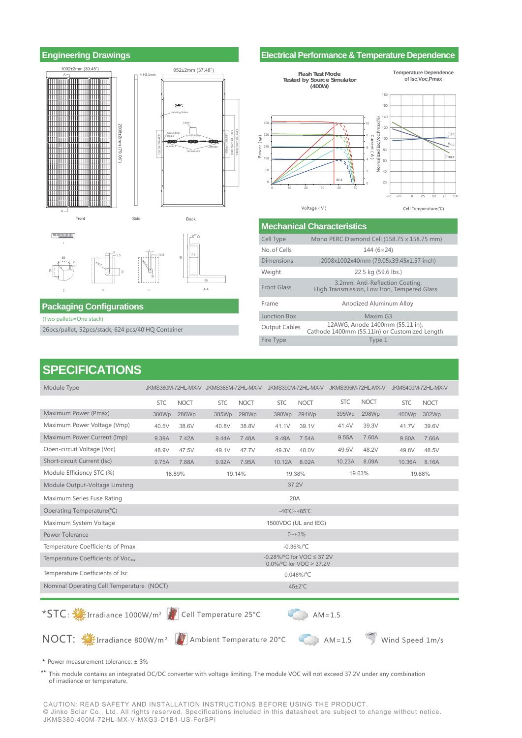## Engineering Drawings

1002±2mm (39.45")

952±2mm (37.48")

H±0.5mm

2008±2mm (79.06")

Installing Holes

Label

Grounding Holes

Junction Box

Anode +

Cathode -

Connectors

Front

Side

Back

A-A

## Packaging Configurations

(Two pallets=One stack)

26pcs/pallet, 52pcs/stack, 624 pcs/40'HQ Container

## Electrical Performance & Temperature Dependence

Flash Test Mode
Tested by Source Simulator
(400W)

Power (W)

Current (A)

Voltage (V)

37.2

Temperature Dependence of Isc,Voc,Pmax

Normalized Isc,Voc,Pmax(%)

Isc

Voc

Pmax

Cell Temperature(°C)

## Mechanical Characteristics

| | |
|---|---|
| Cell Type | Mono PERC Diamond Cell (158.75 x 158.75 mm) |
| No. of Cells | 144 (6×24) |
| Dimensions | 2008x1002x40mm (79.05x39.45x1.57 inch) |
| Weight | 22.5 kg (59.6 lbs.) |
| Front Glass | 3.2mm, Anti-Reflection Coating, High Transmission, Low Iron, Tempered Glass |
| Frame | Anodized Aluminum Alloy |
| Junction Box | Maxim G3 |
| Output Cables | 12AWG, Anode 1400mm (55.11 in), Cathode 1400mm (55.11in) or Customized Length |
| Fire Type | Type 1 |

## SPECIFICATIONS

| Module Type | JKMS380M-72HL-MX-V | | JKMS385M-72HL-MX-V | | JKMS390M-72HL-MX-V | | JKMS395M-72HL-MX-V | | JKMS400M-72HL-MX-V | |
|---|---|---|---|---|---|---|---|---|---|---|
| | STC | NOCT | STC | NOCT | STC | NOCT | STC | NOCT | STC | NOCT |
| Maximum Power (Pmax) | 380Wp | 286Wp | 385Wp | 290Wp | 390Wp | 294Wp | 395Wp | 298Wp | 400Wp | 302Wp |
| Maximum Power Voltage (Vmp) | 40.5V | 38.6V | 40.8V | 38.8V | 41.1V | 39.1V | 41.4V | 39.3V | 41.7V | 39.6V |
| Maximum Power Current (Imp) | 9.39A | 7.42A | 9.44A | 7.48A | 9.49A | 7.54A | 9.55A | 7.60A | 9.60A | 7.66A |
| Open-circuit Voltage (Voc) | 48.9V | 47.5V | 49.1V | 47.7V | 49.3V | 48.0V | 49.5V | 48.2V | 49.8V | 48.5V |
| Short-circuit Current (Isc) | 9.75A | 7.88A | 9.92A | 7.95A | 10.12A | 8.02A | 10.23A | 8.09A | 10.36A | 8.16A |
| Module Efficiency STC (%) | 18.89% | | 19.14% | | 19.38% | | 19.63% | | 19.88% | |
| Module Output-Voltage Limiting | 37.2V | | | | | | | | | |
| Maximum Series Fuse Rating | 20A | | | | | | | | | |
| Operating Temperature(℃) | -40℃~+85℃ | | | | | | | | | |
| Maximum System Voltage | 1500VDC (UL and IEC) | | | | | | | | | |
| Power Tolerance | 0~+3% | | | | | | | | | |
| Temperature Coefficients of Pmax | -0.36%/℃ | | | | | | | | | |
| Temperature Coefficients of Voc** | -0.28%/℃ for VOC ≤ 37.2V; 0.0%/℃ for VOC > 37.2V | | | | | | | | | |
| Temperature Coefficients of Isc | 0.048%/℃ | | | | | | | | | |
| Nominal Operating Cell Temperature (NOCT) | 45±2℃ | | | | | | | | | |

*STC: Irradiance 1000W/m² | Cell Temperature 25°C | AM=1.5

NOCT: Irradiance 800W/m² | Ambient Temperature 20°C | AM=1.5 | Wind Speed 1m/s

\* Power measurement tolerance: ± 3%

** This module contains an integrated DC/DC converter with voltage limiting. The module VOC will not exceed 37.2V under any combination of irradiance or temperature.

CAUTION: READ SAFETY AND INSTALLATION INSTRUCTIONS BEFORE USING THE PRODUCT.
© Jinko Solar Co., Ltd. All rights reserved. Specifications included in this datasheet are subject to change without notice.
JKMS380-400M-72HL-MX-V-MXG3-D1B1-US-ForSPI